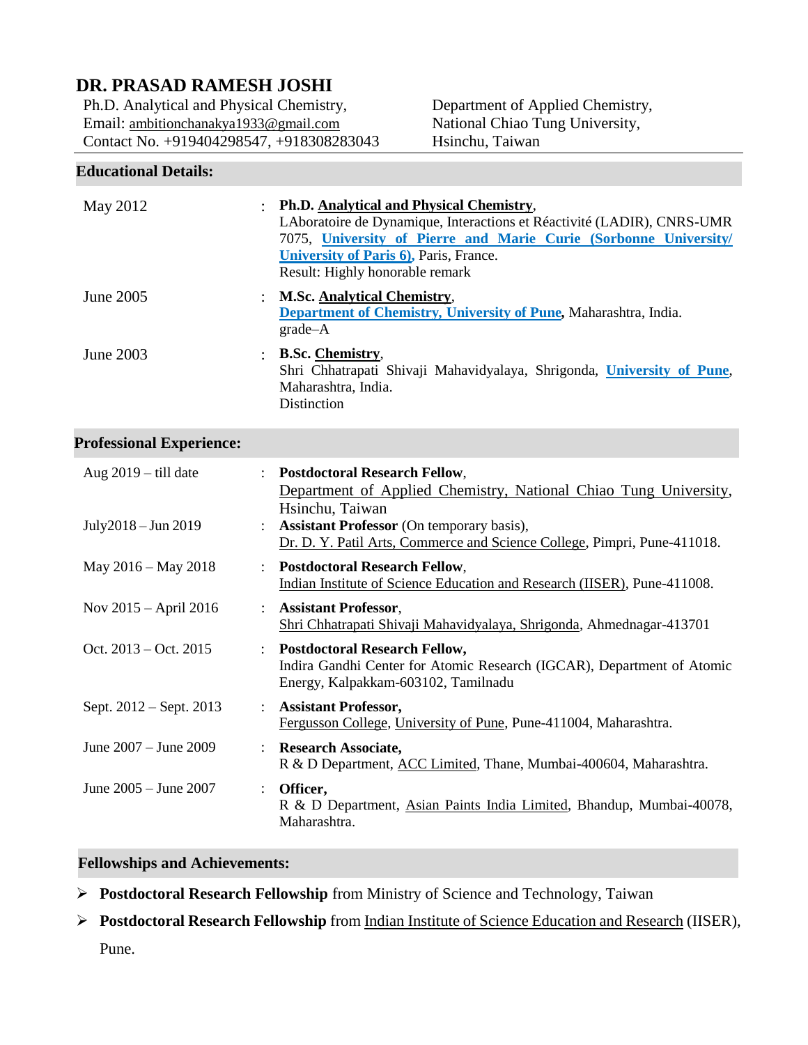# DR. PRASAD RAMESH JOSHI

Ph.D. Analytical and Physical Chemistry,
Email: ambitionchanakya1933@gmail.com
Contact No. +919404298547, +918308283043

Department of Applied Chemistry,
National Chiao Tung University,
Hsinchu, Taiwan

## Educational Details:

| | | |
|---|---|---|
| May 2012 | : | **Ph.D. Analytical and Physical Chemistry**, LAboratoire de Dynamique, Interactions et Réactivité (LADIR), CNRS-UMR 7075, **University of Pierre and Marie Curie (Sorbonne University/ University of Paris 6)**, Paris, France. Result: Highly honorable remark |
| June 2005 | : | **M.Sc. Analytical Chemistry**, **Department of Chemistry, University of Pune,** Maharashtra, India. grade–A |
| June 2003 | : | **B.Sc. Chemistry**, Shri Chhatrapati Shivaji Mahavidyalaya, Shrigonda, **University of Pune**, Maharashtra, India. Distinction |

## Professional Experience:

| | | |
|---|---|---|
| Aug 2019 – till date | : | **Postdoctoral Research Fellow**, Department of Applied Chemistry, National Chiao Tung University, Hsinchu, Taiwan |
| July2018 – Jun 2019 | : | **Assistant Professor** (On temporary basis), Dr. D. Y. Patil Arts, Commerce and Science College, Pimpri, Pune-411018. |
| May 2016 – May 2018 | : | **Postdoctoral Research Fellow**, Indian Institute of Science Education and Research (IISER), Pune-411008. |
| Nov 2015 – April 2016 | : | **Assistant Professor**, Shri Chhatrapati Shivaji Mahavidyalaya, Shrigonda, Ahmednagar-413701 |
| Oct. 2013 – Oct. 2015 | : | **Postdoctoral Research Fellow,** Indira Gandhi Center for Atomic Research (IGCAR), Department of Atomic Energy, Kalpakkam-603102, Tamilnadu |
| Sept. 2012 – Sept. 2013 | : | **Assistant Professor,** Fergusson College, University of Pune, Pune-411004, Maharashtra. |
| June 2007 – June 2009 | : | **Research Associate,** R & D Department, ACC Limited, Thane, Mumbai-400604, Maharashtra. |
| June 2005 – June 2007 | : | **Officer,** R & D Department, Asian Paints India Limited, Bhandup, Mumbai-40078, Maharashtra. |

## Fellowships and Achievements:

- **Postdoctoral Research Fellowship** from Ministry of Science and Technology, Taiwan
- **Postdoctoral Research Fellowship** from Indian Institute of Science Education and Research (IISER), Pune.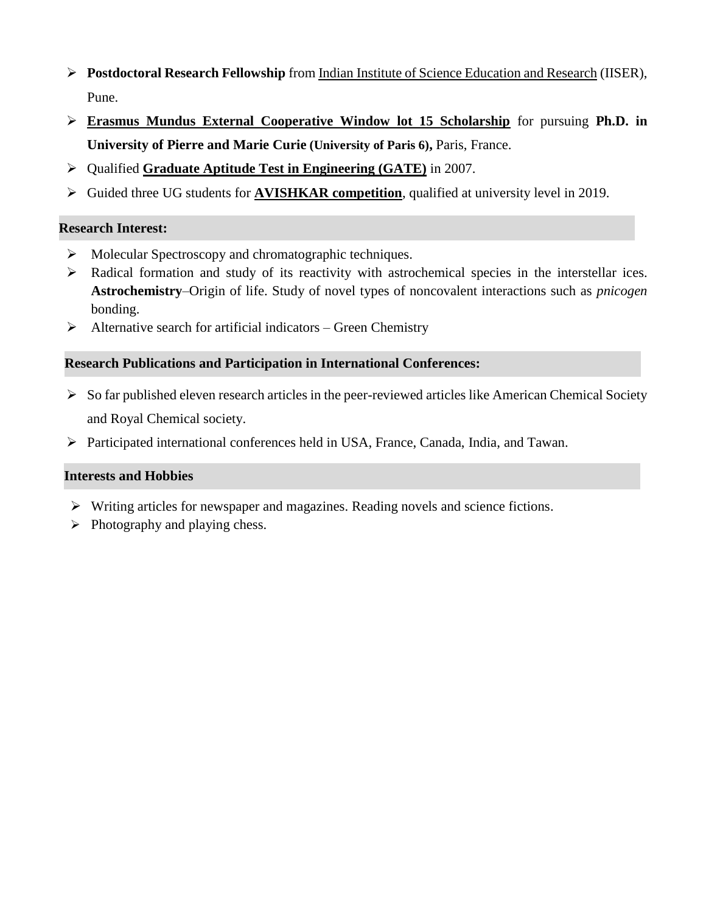- **Postdoctoral Research Fellowship** from Indian Institute of Science Education and Research (IISER), Pune.
- **Erasmus Mundus External Cooperative Window lot 15 Scholarship** for pursuing **Ph.D. in University of Pierre and Marie Curie (University of Paris 6),** Paris, France.
- Qualified **Graduate Aptitude Test in Engineering (GATE)** in 2007.
- Guided three UG students for **AVISHKAR competition**, qualified at university level in 2019.

## Research Interest:

- Molecular Spectroscopy and chromatographic techniques.
- Radical formation and study of its reactivity with astrochemical species in the interstellar ices. **Astrochemistry**–Origin of life. Study of novel types of noncovalent interactions such as *pnicogen* bonding.
- Alternative search for artificial indicators – Green Chemistry

## Research Publications and Participation in International Conferences:

- So far published eleven research articles in the peer-reviewed articles like American Chemical Society and Royal Chemical society.
- Participated international conferences held in USA, France, Canada, India, and Tawan.

## Interests and Hobbies

- Writing articles for newspaper and magazines. Reading novels and science fictions.
- Photography and playing chess.